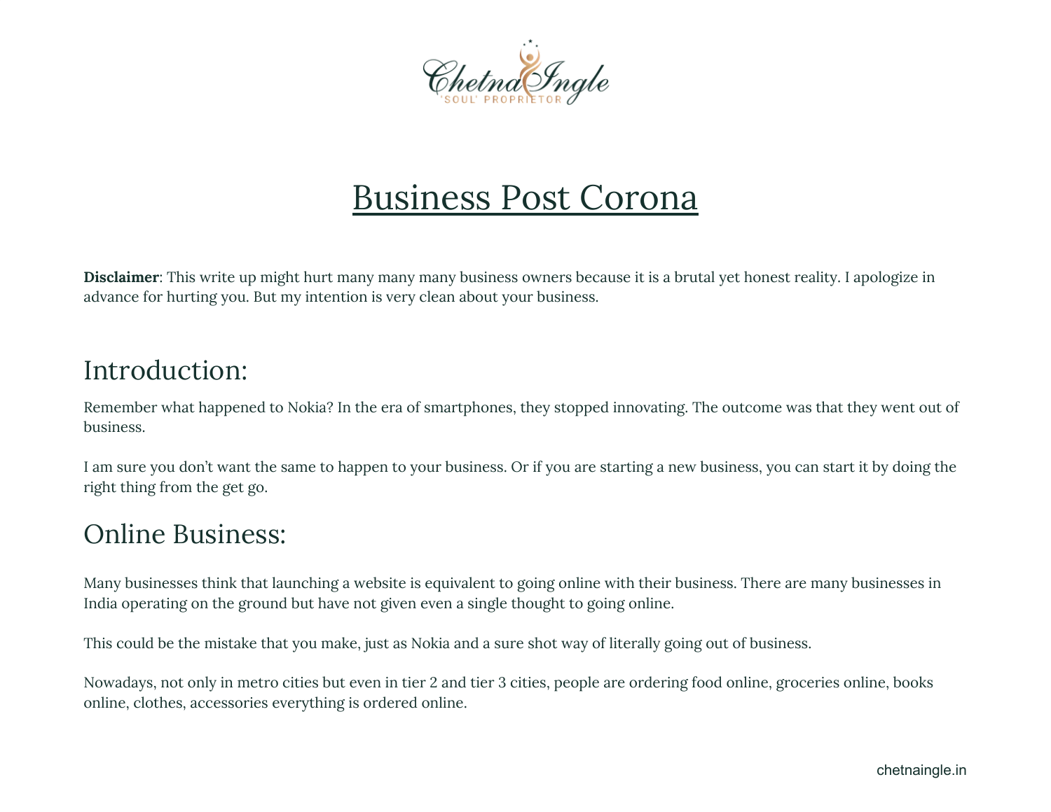# Business Post Corona

**Disclaimer**: This write up might hurt many many many business owners because it is a brutal yet honest reality. I apologize in advance for hurting you. But my intention is very clean about your business.

## Introduction:

Remember what happened to Nokia? In the era of smartphones, they stopped innovating. The outcome was that they went out of business.

I am sure you don't want the same to happen to your business. Or if you are starting a new business, you can start it by doing the right thing from the get go.

## Online Business:

Many businesses think that launching a website is equivalent to going online with their business. There are many businesses in India operating on the ground but have not given even a single thought to going online.

This could be the mistake that you make, just as Nokia and a sure shot way of literally going out of business.

Nowadays, not only in metro cities but even in tier 2 and tier 3 cities, people are ordering food online, groceries online, books online, clothes, accessories everything is ordered online.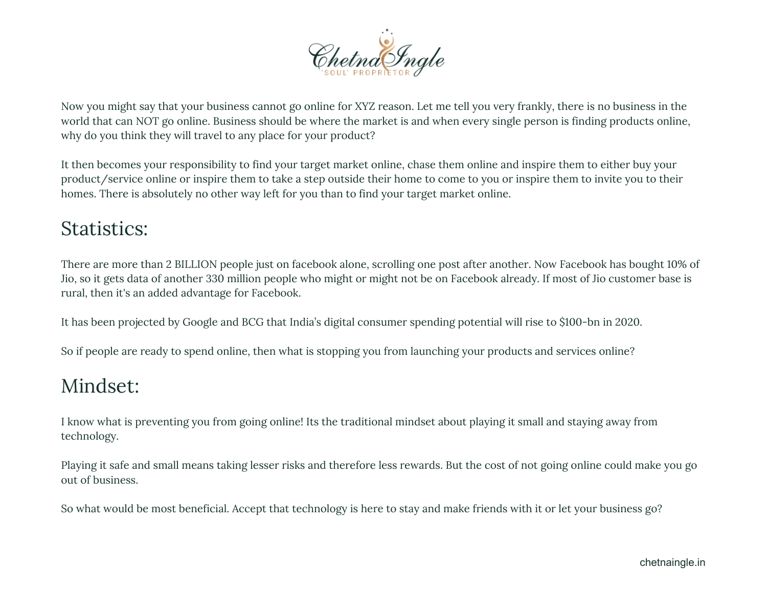Now you might say that your business cannot go online for XYZ reason. Let me tell you very frankly, there is no business in the world that can NOT go online. Business should be where the market is and when every single person is finding products online, why do you think they will travel to any place for your product?

It then becomes your responsibility to find your target market online, chase them online and inspire them to either buy your product/service online or inspire them to take a step outside their home to come to you or inspire them to invite you to their homes. There is absolutely no other way left for you than to find your target market online.

## Statistics:

There are more than 2 BILLION people just on facebook alone, scrolling one post after another. Now Facebook has bought 10% of Jio, so it gets data of another 330 million people who might or might not be on Facebook already. If most of Jio customer base is rural, then it's an added advantage for Facebook.

It has been projected by Google and BCG that India's digital consumer spending potential will rise to $100-bn in 2020.

So if people are ready to spend online, then what is stopping you from launching your products and services online?

## Mindset:

I know what is preventing you from going online! Its the traditional mindset about playing it small and staying away from technology.

Playing it safe and small means taking lesser risks and therefore less rewards. But the cost of not going online could make you go out of business.

So what would be most beneficial. Accept that technology is here to stay and make friends with it or let your business go?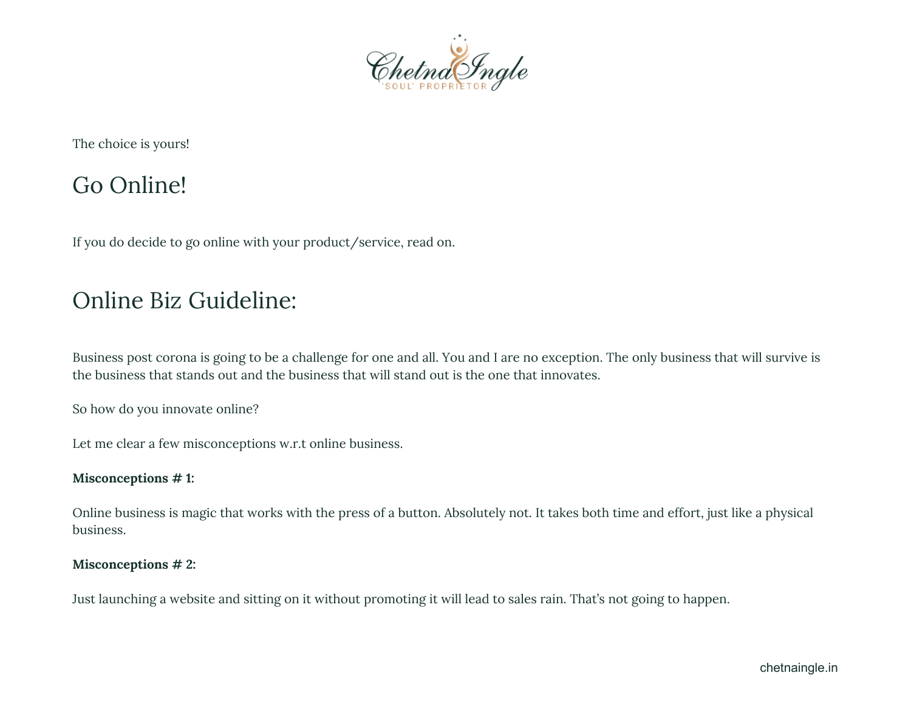The choice is yours!

## Go Online!

If you do decide to go online with your product/service, read on.

## Online Biz Guideline:

Business post corona is going to be a challenge for one and all. You and I are no exception. The only business that will survive is the business that stands out and the business that will stand out is the one that innovates.

So how do you innovate online?

Let me clear a few misconceptions w.r.t online business.

**Misconceptions # 1:**

Online business is magic that works with the press of a button. Absolutely not. It takes both time and effort, just like a physical business.

**Misconceptions # 2:**

Just launching a website and sitting on it without promoting it will lead to sales rain. That's not going to happen.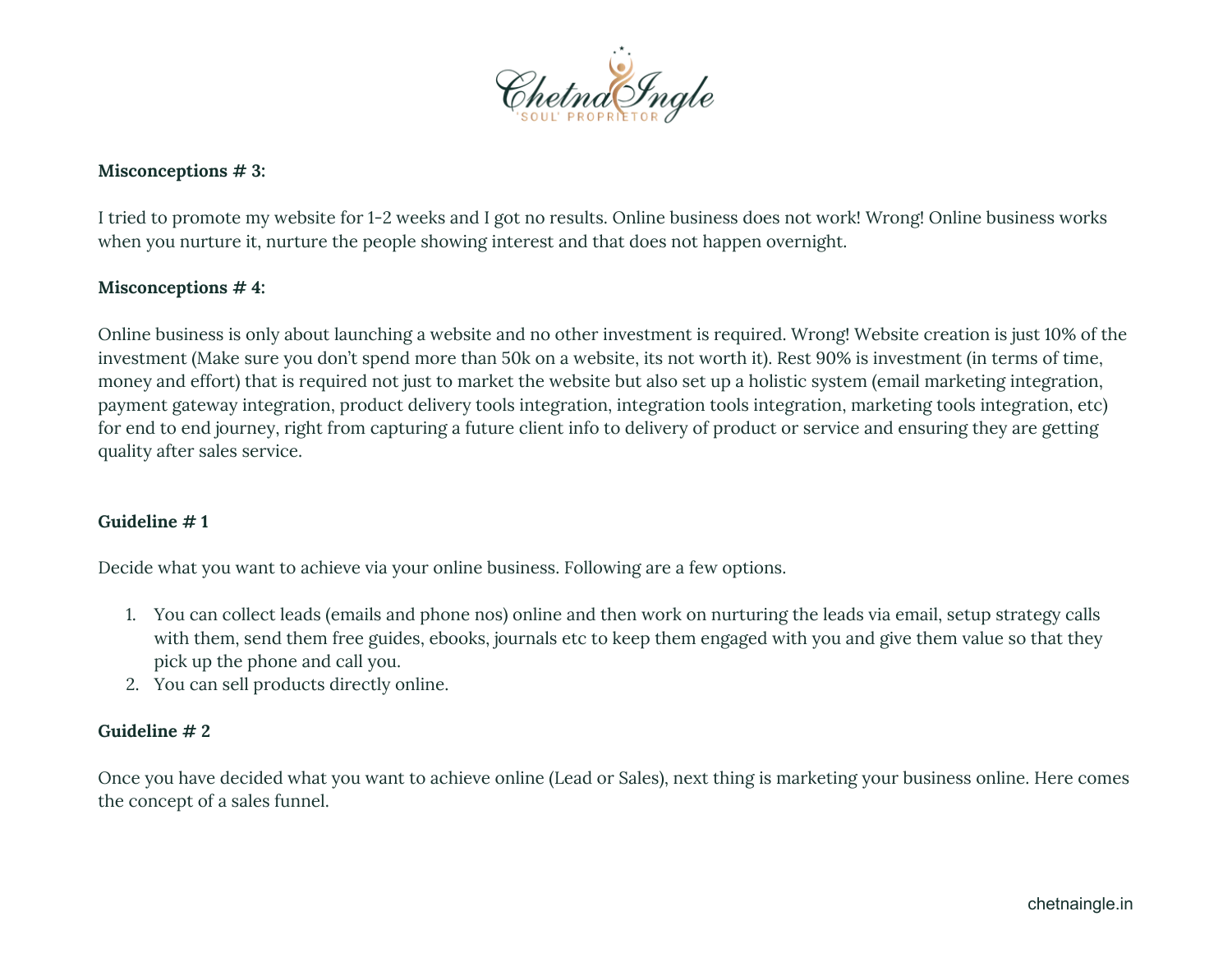**Misconceptions # 3:**

I tried to promote my website for 1-2 weeks and I got no results. Online business does not work! Wrong! Online business works when you nurture it, nurture the people showing interest and that does not happen overnight.

**Misconceptions # 4:**

Online business is only about launching a website and no other investment is required. Wrong! Website creation is just 10% of the investment (Make sure you don't spend more than 50k on a website, its not worth it). Rest 90% is investment (in terms of time, money and effort) that is required not just to market the website but also set up a holistic system (email marketing integration, payment gateway integration, product delivery tools integration, integration tools integration, marketing tools integration, etc) for end to end journey, right from capturing a future client info to delivery of product or service and ensuring they are getting quality after sales service.

**Guideline # 1**

Decide what you want to achieve via your online business. Following are a few options.

1. You can collect leads (emails and phone nos) online and then work on nurturing the leads via email, setup strategy calls with them, send them free guides, ebooks, journals etc to keep them engaged with you and give them value so that they pick up the phone and call you.
2. You can sell products directly online.

**Guideline # 2**

Once you have decided what you want to achieve online (Lead or Sales), next thing is marketing your business online. Here comes the concept of a sales funnel.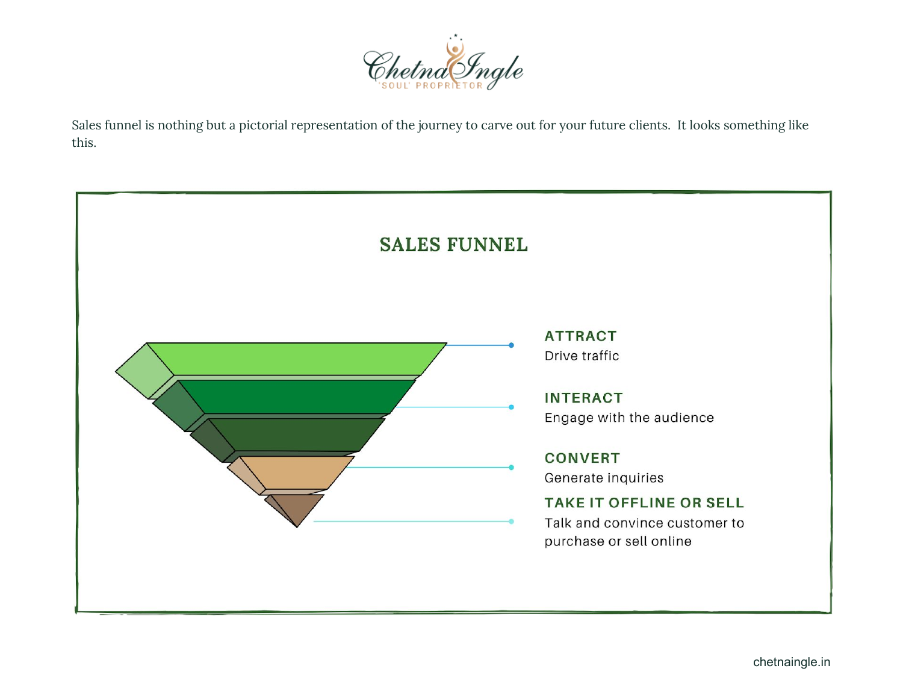Sales funnel is nothing but a pictorial representation of the journey to carve out for your future clients. It looks something like this.

## SALES FUNNEL

**ATTRACT**
Drive traffic

**INTERACT**
Engage with the audience

**CONVERT**
Generate inquiries

**TAKE IT OFFLINE OR SELL**
Talk and convince customer to purchase or sell online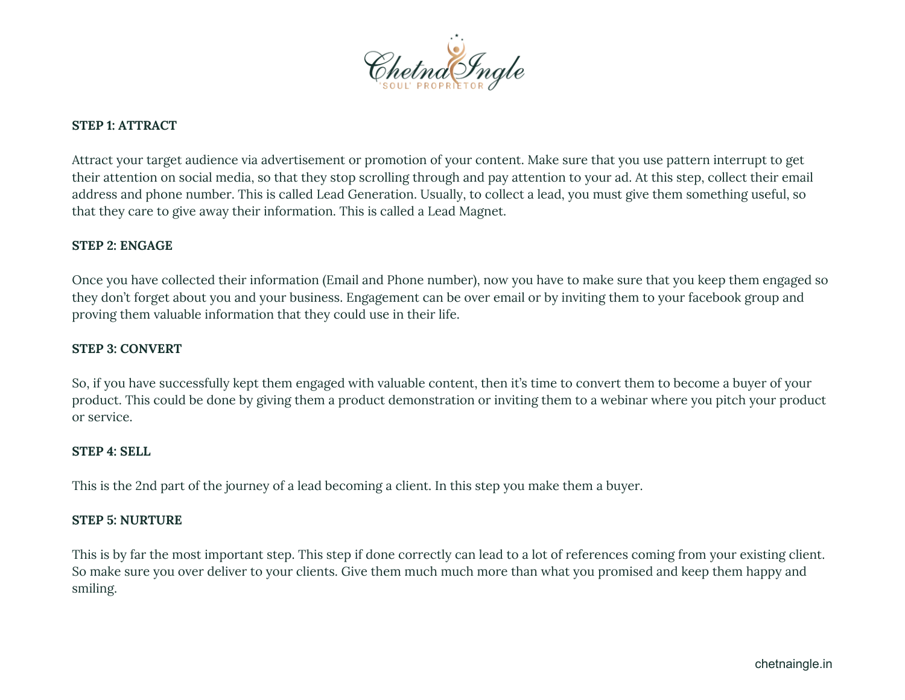**STEP 1: ATTRACT**

Attract your target audience via advertisement or promotion of your content. Make sure that you use pattern interrupt to get their attention on social media, so that they stop scrolling through and pay attention to your ad. At this step, collect their email address and phone number. This is called Lead Generation. Usually, to collect a lead, you must give them something useful, so that they care to give away their information. This is called a Lead Magnet.

**STEP 2: ENGAGE**

Once you have collected their information (Email and Phone number), now you have to make sure that you keep them engaged so they don't forget about you and your business. Engagement can be over email or by inviting them to your facebook group and proving them valuable information that they could use in their life.

**STEP 3: CONVERT**

So, if you have successfully kept them engaged with valuable content, then it's time to convert them to become a buyer of your product. This could be done by giving them a product demonstration or inviting them to a webinar where you pitch your product or service.

**STEP 4: SELL**

This is the 2nd part of the journey of a lead becoming a client. In this step you make them a buyer.

**STEP 5: NURTURE**

This is by far the most important step. This step if done correctly can lead to a lot of references coming from your existing client. So make sure you over deliver to your clients. Give them much much more than what you promised and keep them happy and smiling.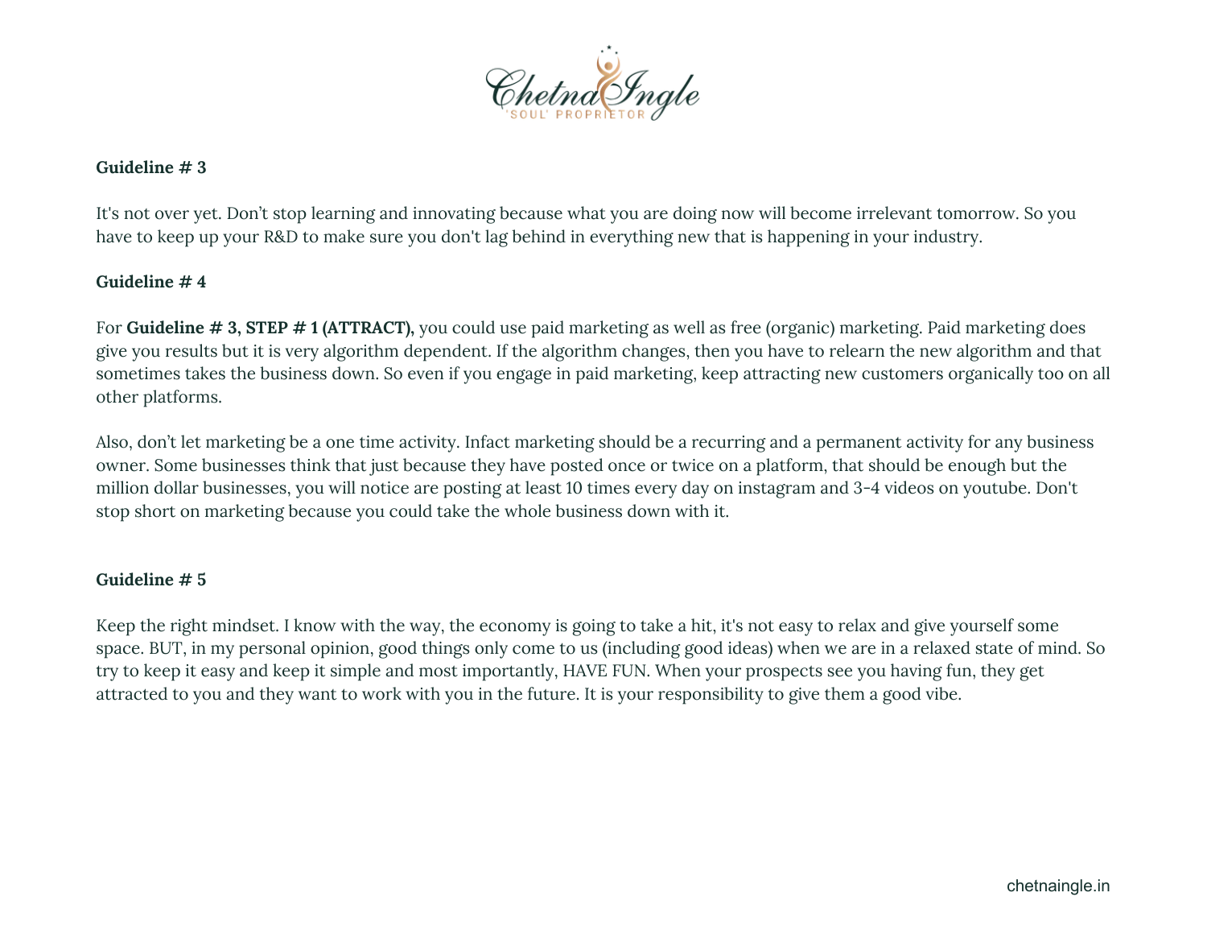**Guideline # 3**

It's not over yet. Don't stop learning and innovating because what you are doing now will become irrelevant tomorrow. So you have to keep up your R&D to make sure you don't lag behind in everything new that is happening in your industry.

**Guideline # 4**

For **Guideline # 3, STEP # 1 (ATTRACT),** you could use paid marketing as well as free (organic) marketing. Paid marketing does give you results but it is very algorithm dependent. If the algorithm changes, then you have to relearn the new algorithm and that sometimes takes the business down. So even if you engage in paid marketing, keep attracting new customers organically too on all other platforms.

Also, don't let marketing be a one time activity. Infact marketing should be a recurring and a permanent activity for any business owner. Some businesses think that just because they have posted once or twice on a platform, that should be enough but the million dollar businesses, you will notice are posting at least 10 times every day on instagram and 3-4 videos on youtube. Don't stop short on marketing because you could take the whole business down with it.

**Guideline # 5**

Keep the right mindset. I know with the way, the economy is going to take a hit, it's not easy to relax and give yourself some space. BUT, in my personal opinion, good things only come to us (including good ideas) when we are in a relaxed state of mind. So try to keep it easy and keep it simple and most importantly, HAVE FUN. When your prospects see you having fun, they get attracted to you and they want to work with you in the future. It is your responsibility to give them a good vibe.